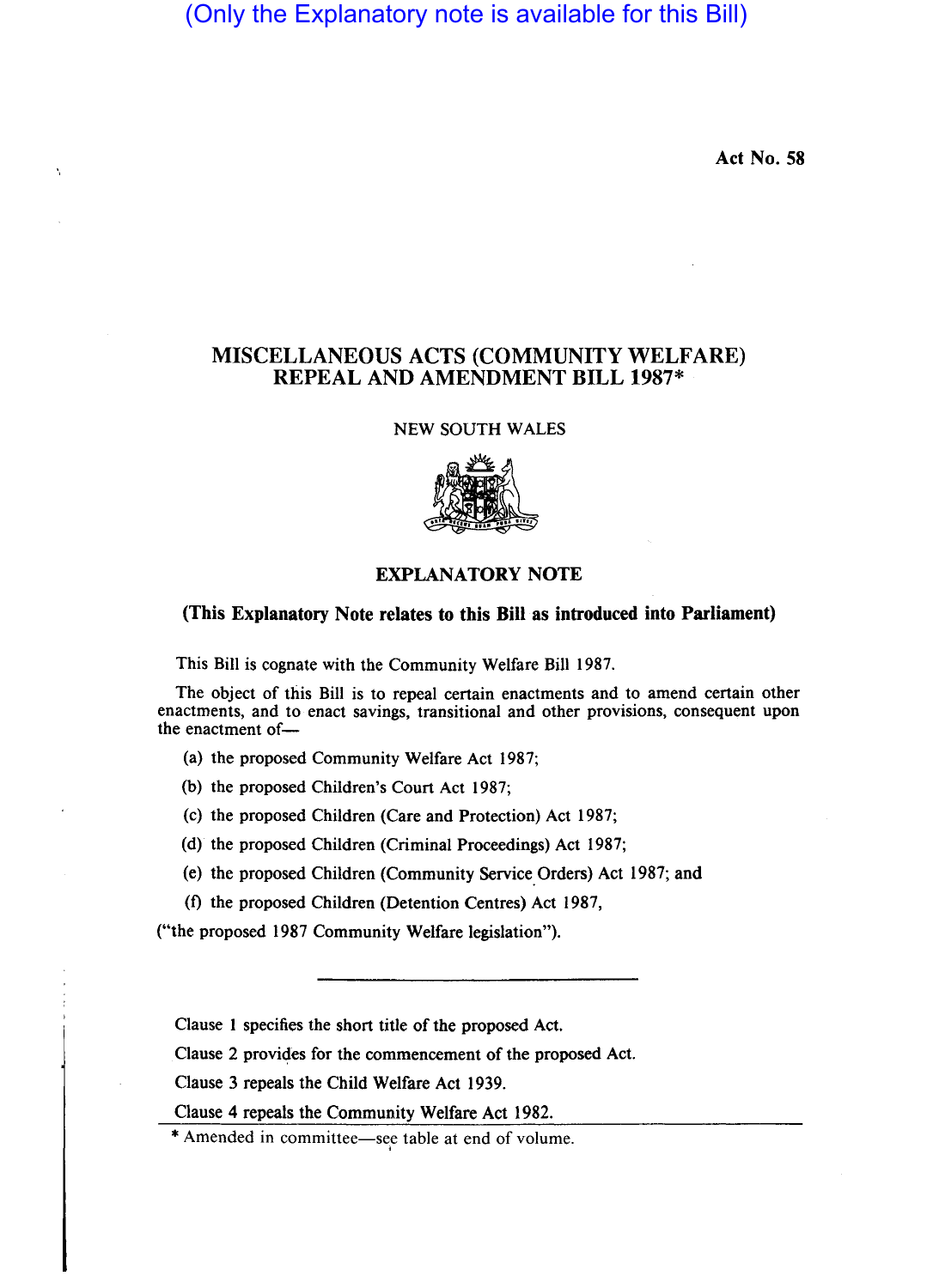(Only the Explanatory note is available for this Bill)

Act No. 58

# MISCELLANEOUS ACTS (COMMUNITY WELFARE) REPEAL AND AMENDMENT BILL 1987*

NEW SOUTH WALES

## EXPLANATORY NOTE

**(This Explanatory Note relates to this Bill as introduced into Parliament)**

This Bill is cognate with the Community Welfare Bill 1987.

The object of this Bill is to repeal certain enactments and to amend certain other enactments, and to enact savings, transitional and other provisions, consequent upon the enactment of—

(a) the proposed Community Welfare Act 1987;

(b) the proposed Children's Court Act 1987;

(c) the proposed Children (Care and Protection) Act 1987;

(d) the proposed Children (Criminal Proceedings) Act 1987;

(e) the proposed Children (Community Service Orders) Act 1987; and

(f) the proposed Children (Detention Centres) Act 1987,

("the proposed 1987 Community Welfare legislation").

---

Clause 1 specifies the short title of the proposed Act.

Clause 2 provides for the commencement of the proposed Act.

Clause 3 repeals the Child Welfare Act 1939.

Clause 4 repeals the Community Welfare Act 1982.

\* Amended in committee—see table at end of volume.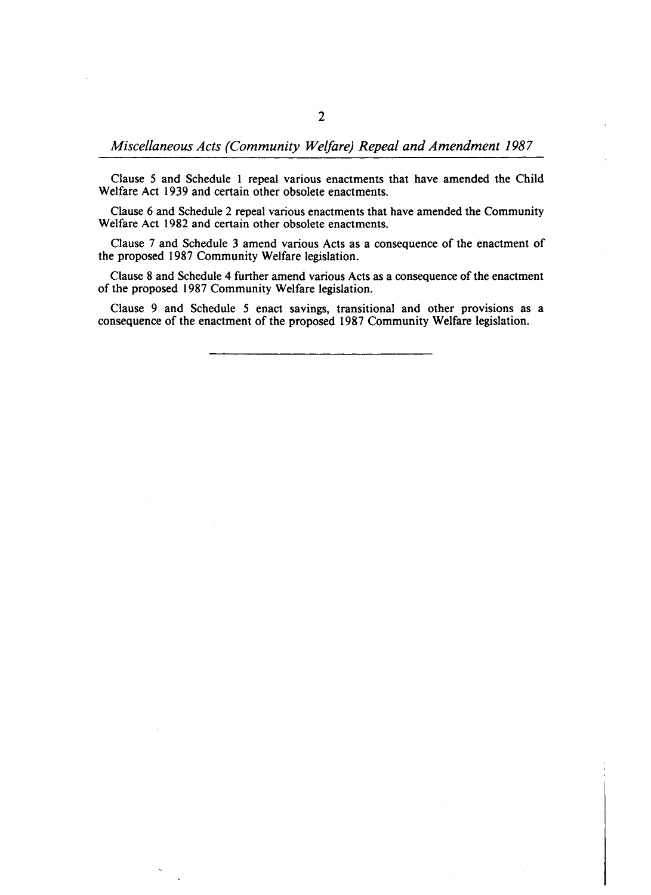Clause 5 and Schedule 1 repeal various enactments that have amended the Child Welfare Act 1939 and certain other obsolete enactments.

Clause 6 and Schedule 2 repeal various enactments that have amended the Community Welfare Act 1982 and certain other obsolete enactments.

Clause 7 and Schedule 3 amend various Acts as a consequence of the enactment of the proposed 1987 Community Welfare legislation.

Clause 8 and Schedule 4 further amend various Acts as a consequence of the enactment of the proposed 1987 Community Welfare legislation.

Clause 9 and Schedule 5 enact savings, transitional and other provisions as a consequence of the enactment of the proposed 1987 Community Welfare legislation.